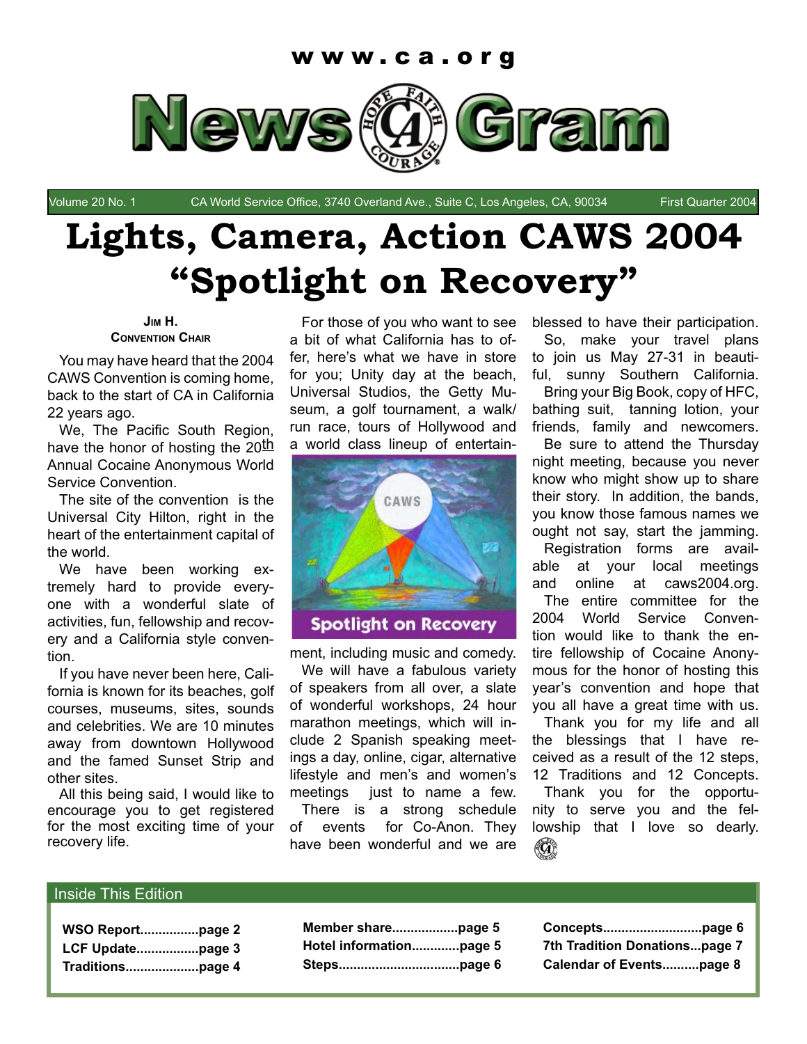www.ca.org

# News Gram

Volume 20 No. 1 CA World Service Office, 3740 Overland Ave., Suite C, Los Angeles, CA, 90034 First Quarter 2004

# Lights, Camera, Action CAWS 2004 "Spotlight on Recovery"

**Jim H.**
**Convention Chair**

You may have heard that the 2004 CAWS Convention is coming home, back to the start of CA in California 22 years ago.

We, The Pacific South Region, have the honor of hosting the 20th Annual Cocaine Anonymous World Service Convention.

The site of the convention is the Universal City Hilton, right in the heart of the entertainment capital of the world.

We have been working extremely hard to provide everyone with a wonderful slate of activities, fun, fellowship and recovery and a California style convention.

If you have never been here, California is known for its beaches, golf courses, museums, sites, sounds and celebrities. We are 10 minutes away from downtown Hollywood and the famed Sunset Strip and other sites.

All this being said, I would like to encourage you to get registered for the most exciting time of your recovery life.

For those of you who want to see a bit of what California has to offer, here's what we have in store for you; Unity day at the beach, Universal Studios, the Getty Museum, a golf tournament, a walk/run race, tours of Hollywood and a world class lineup of entertainment, including music and comedy.

CAWS

Spotlight on Recovery

We will have a fabulous variety of speakers from all over, a slate of wonderful workshops, 24 hour marathon meetings, which will include 2 Spanish speaking meetings a day, online, cigar, alternative lifestyle and men's and women's meetings just to name a few.

There is a strong schedule of events for Co-Anon. They have been wonderful and we are blessed to have their participation.

So, make your travel plans to join us May 27-31 in beautiful, sunny Southern California.

Bring your Big Book, copy of HFC, bathing suit, tanning lotion, your friends, family and newcomers.

Be sure to attend the Thursday night meeting, because you never know who might show up to share their story. In addition, the bands, you know those famous names we ought not say, start the jamming.

Registration forms are available at your local meetings and online at caws2004.org.

The entire committee for the 2004 World Service Convention would like to thank the entire fellowship of Cocaine Anonymous for the honor of hosting this year's convention and hope that you all have a great time with us.

Thank you for my life and all the blessings that I have received as a result of the 12 steps, 12 Traditions and 12 Concepts. Thank you for the opportunity to serve you and the fellowship that I love so dearly.

## Inside This Edition

- **WSO Report................page 2**
- **LCF Update.................page 3**
- **Traditions....................page 4**
- **Member share..................page 5**
- **Hotel information............page 5**
- **Steps................................page 6**
- **Concepts..........................page 6**
- **7th Tradition Donations...page 7**
- **Calendar of Events..........page 8**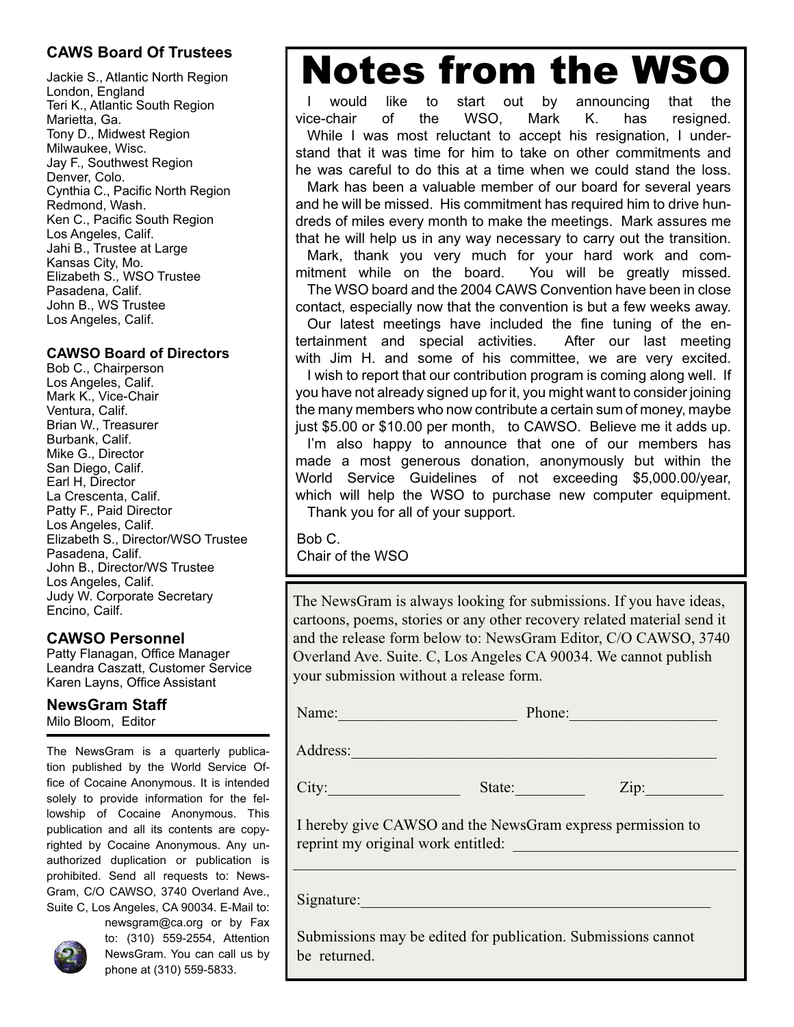### CAWS Board Of Trustees

Jackie S., Atlantic North Region
London, England
Teri K., Atlantic South Region
Marietta, Ga.
Tony D., Midwest Region
Milwaukee, Wisc.
Jay F., Southwest Region
Denver, Colo.
Cynthia C., Pacific North Region
Redmond, Wash.
Ken C., Pacific South Region
Los Angeles, Calif.
Jahi B., Trustee at Large
Kansas City, Mo.
Elizabeth S., WSO Trustee
Pasadena, Calif.
John B., WS Trustee
Los Angeles, Calif.

### CAWSO Board of Directors

Bob C., Chairperson
Los Angeles, Calif.
Mark K., Vice-Chair
Ventura, Calif.
Brian W., Treasurer
Burbank, Calif.
Mike G., Director
San Diego, Calif.
Earl H, Director
La Crescenta, Calif.
Patty F., Paid Director
Los Angeles, Calif.
Elizabeth S., Director/WSO Trustee
Pasadena, Calif.
John B., Director/WS Trustee
Los Angeles, Calif.
Judy W. Corporate Secretary
Encino, Cailf.

### CAWSO Personnel

Patty Flanagan, Office Manager
Leandra Caszatt, Customer Service
Karen Layns, Office Assistant

### NewsGram Staff

Milo Bloom, Editor

The NewsGram is a quarterly publication published by the World Service Office of Cocaine Anonymous. It is intended solely to provide information for the fellowship of Cocaine Anonymous. This publication and all its contents are copyrighted by Cocaine Anonymous. Any unauthorized duplication or publication is prohibited. Send all requests to: NewsGram, C/O CAWSO, 3740 Overland Ave., Suite C, Los Angeles, CA 90034. E-Mail to: newsgram@ca.org or by Fax to: (310) 559-2554, Attention NewsGram. You can call us by phone at (310) 559-5833.

# Notes from the WSO

I would like to start out by announcing that the vice-chair of the WSO, Mark K. has resigned.

While I was most reluctant to accept his resignation, I understand that it was time for him to take on other commitments and he was careful to do this at a time when we could stand the loss.

Mark has been a valuable member of our board for several years and he will be missed. His commitment has required him to drive hundreds of miles every month to make the meetings. Mark assures me that he will help us in any way necessary to carry out the transition.

Mark, thank you very much for your hard work and commitment while on the board. You will be greatly missed.

The WSO board and the 2004 CAWS Convention have been in close contact, especially now that the convention is but a few weeks away.

Our latest meetings have included the fine tuning of the entertainment and special activities. After our last meeting with Jim H. and some of his committee, we are very excited.

I wish to report that our contribution program is coming along well. If you have not already signed up for it, you might want to consider joining the many members who now contribute a certain sum of money, maybe just $5.00 or $10.00 per month, to CAWSO. Believe me it adds up.

I'm also happy to announce that one of our members has made a most generous donation, anonymously but within the World Service Guidelines of not exceeding $5,000.00/year, which will help the WSO to purchase new computer equipment.

Thank you for all of your support.

Bob C.
Chair of the WSO

The NewsGram is always looking for submissions. If you have ideas, cartoons, poems, stories or any other recovery related material send it and the release form below to: NewsGram Editor, C/O CAWSO, 3740 Overland Ave. Suite. C, Los Angeles CA 90034. We cannot publish your submission without a release form.

Name:______________________ Phone:__________________

Address:_____________________________________________

City:________________ State:_________ Zip:__________

I hereby give CAWSO and the NewsGram express permission to reprint my original work entitled: ____________________________

_______________________________________________________

Signature:___________________________________________

Submissions may be edited for publication. Submissions cannot be returned.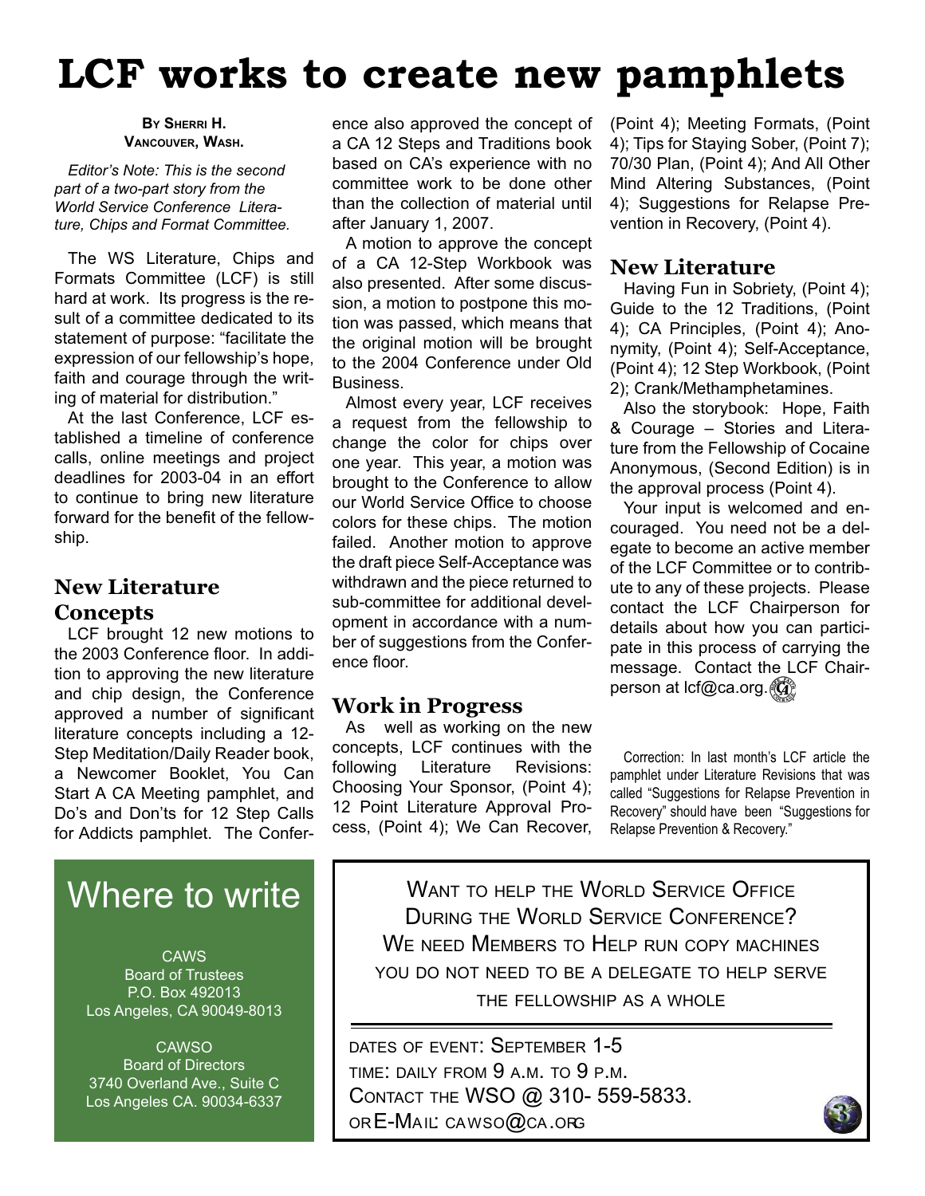# LCF works to create new pamphlets

**By Sherri H.**
**Vancouver, Wash.**

*Editor's Note: This is the second part of a two-part story from the World Service Conference Literature, Chips and Format Committee.*

The WS Literature, Chips and Formats Committee (LCF) is still hard at work. Its progress is the result of a committee dedicated to its statement of purpose: "facilitate the expression of our fellowship's hope, faith and courage through the writing of material for distribution."

At the last Conference, LCF established a timeline of conference calls, online meetings and project deadlines for 2003-04 in an effort to continue to bring new literature forward for the benefit of the fellowship.

## New Literature Concepts

LCF brought 12 new motions to the 2003 Conference floor. In addition to approving the new literature and chip design, the Conference approved a number of significant literature concepts including a 12-Step Meditation/Daily Reader book, a Newcomer Booklet, You Can Start A CA Meeting pamphlet, and Do's and Don'ts for 12 Step Calls for Addicts pamphlet. The Conference also approved the concept of a CA 12 Steps and Traditions book based on CA's experience with no committee work to be done other than the collection of material until after January 1, 2007.

A motion to approve the concept of a CA 12-Step Workbook was also presented. After some discussion, a motion to postpone this motion was passed, which means that the original motion will be brought to the 2004 Conference under Old Business.

Almost every year, LCF receives a request from the fellowship to change the color for chips over one year. This year, a motion was brought to the Conference to allow our World Service Office to choose colors for these chips. The motion failed. Another motion to approve the draft piece Self-Acceptance was withdrawn and the piece returned to sub-committee for additional development in accordance with a number of suggestions from the Conference floor.

## Work in Progress

As well as working on the new concepts, LCF continues with the following Literature Revisions: Choosing Your Sponsor, (Point 4); 12 Point Literature Approval Process, (Point 4); We Can Recover, (Point 4); Meeting Formats, (Point 4); Tips for Staying Sober, (Point 7); 70/30 Plan, (Point 4); And All Other Mind Altering Substances, (Point 4); Suggestions for Relapse Prevention in Recovery, (Point 4).

## New Literature

Having Fun in Sobriety, (Point 4); Guide to the 12 Traditions, (Point 4); CA Principles, (Point 4); Anonymity, (Point 4); Self-Acceptance, (Point 4); 12 Step Workbook, (Point 2); Crank/Methamphetamines.

Also the storybook: Hope, Faith & Courage – Stories and Literature from the Fellowship of Cocaine Anonymous, (Second Edition) is in the approval process (Point 4).

Your input is welcomed and encouraged. You need not be a delegate to become an active member of the LCF Committee or to contribute to any of these projects. Please contact the LCF Chairperson for details about how you can participate in this process of carrying the message. Contact the LCF Chairperson at lcf@ca.org.

Correction: In last month's LCF article the pamphlet under Literature Revisions that was called "Suggestions for Relapse Prevention in Recovery" should have been "Suggestions for Relapse Prevention & Recovery."

## Where to write

CAWS
Board of Trustees
P.O. Box 492013
Los Angeles, CA 90049-8013

CAWSO
Board of Directors
3740 Overland Ave., Suite C
Los Angeles CA. 90034-6337

---

Want to help the World Service Office During the World Service Conference?
We need Members to Help run copy machines
you do not need to be a delegate to help serve the fellowship as a whole

Dates of event: September 1-5
Time: daily from 9 a.m. to 9 p.m.
Contact the WSO @ 310- 559-5833.
or E-Mail: cawso@ca.org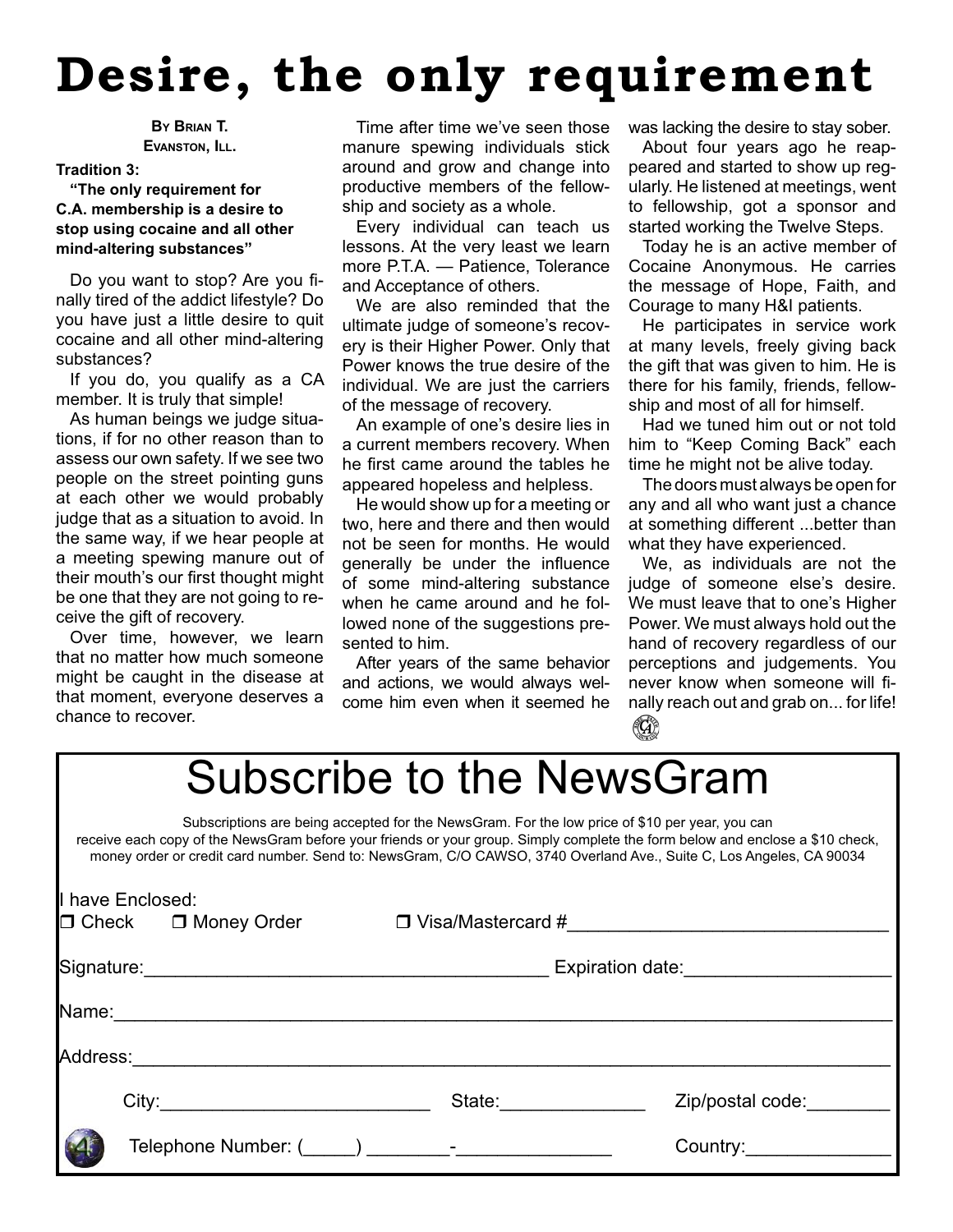# Desire, the only requirement

**By Brian T.**
**Evanston, Ill.**

**Tradition 3:**
**"The only requirement for C.A. membership is a desire to stop using cocaine and all other mind-altering substances"**

Do you want to stop? Are you finally tired of the addict lifestyle? Do you have just a little desire to quit cocaine and all other mind-altering substances?

If you do, you qualify as a CA member. It is truly that simple!

As human beings we judge situations, if for no other reason than to assess our own safety. If we see two people on the street pointing guns at each other we would probably judge that as a situation to avoid. In the same way, if we hear people at a meeting spewing manure out of their mouth's our first thought might be one that they are not going to receive the gift of recovery.

Over time, however, we learn that no matter how much someone might be caught in the disease at that moment, everyone deserves a chance to recover.

Time after time we've seen those manure spewing individuals stick around and grow and change into productive members of the fellowship and society as a whole.

Every individual can teach us lessons. At the very least we learn more P.T.A. — Patience, Tolerance and Acceptance of others.

We are also reminded that the ultimate judge of someone's recovery is their Higher Power. Only that Power knows the true desire of the individual. We are just the carriers of the message of recovery.

An example of one's desire lies in a current members recovery. When he first came around the tables he appeared hopeless and helpless.

He would show up for a meeting or two, here and there and then would not be seen for months. He would generally be under the influence of some mind-altering substance when he came around and he followed none of the suggestions presented to him.

After years of the same behavior and actions, we would always welcome him even when it seemed he was lacking the desire to stay sober.

About four years ago he reappeared and started to show up regularly. He listened at meetings, went to fellowship, got a sponsor and started working the Twelve Steps.

Today he is an active member of Cocaine Anonymous. He carries the message of Hope, Faith, and Courage to many H&I patients.

He participates in service work at many levels, freely giving back the gift that was given to him. He is there for his family, friends, fellowship and most of all for himself.

Had we tuned him out or not told him to "Keep Coming Back" each time he might not be alive today.

The doors must always be open for any and all who want just a chance at something different ...better than what they have experienced.

We, as individuals are not the judge of someone else's desire. We must leave that to one's Higher Power. We must always hold out the hand of recovery regardless of our perceptions and judgements. You never know when someone will finally reach out and grab on... for life!

# Subscribe to the NewsGram

Subscriptions are being accepted for the NewsGram. For the low price of $10 per year, you can receive each copy of the NewsGram before your friends or your group. Simply complete the form below and enclose a $10 check, money order or credit card number. Send to: NewsGram, C/O CAWSO, 3740 Overland Ave., Suite C, Los Angeles, CA 90034

I have Enclosed:
❒ Check ❒ Money Order ❒ Visa/Mastercard #______________________________

Signature:______________________________________ Expiration date:___________________

Name:___________________________________________________________________________

Address:_________________________________________________________________________

City:_________________________ State:______________ Zip/postal code:________

Telephone Number: (_____) ________-_______________ Country:______________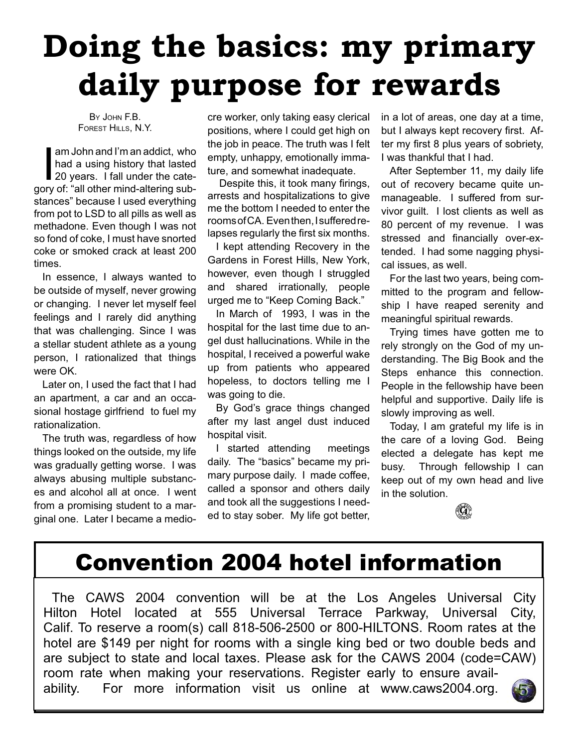# Doing the basics: my primary daily purpose for rewards

By John F.B.
Forest Hills, N.Y.

I am John and I'm an addict, who had a using history that lasted 20 years. I fall under the category of: "all other mind-altering substances" because I used everything from pot to LSD to all pills as well as methadone. Even though I was not so fond of coke, I must have snorted coke or smoked crack at least 200 times.

In essence, I always wanted to be outside of myself, never growing or changing. I never let myself feel feelings and I rarely did anything that was challenging. Since I was a stellar student athlete as a young person, I rationalized that things were OK.

Later on, I used the fact that I had an apartment, a car and an occasional hostage girlfriend to fuel my rationalization.

The truth was, regardless of how things looked on the outside, my life was gradually getting worse. I was always abusing multiple substances and alcohol all at once. I went from a promising student to a marginal one. Later I became a mediocre worker, only taking easy clerical positions, where I could get high on the job in peace. The truth was I felt empty, unhappy, emotionally immature, and somewhat inadequate.

Despite this, it took many firings, arrests and hospitalizations to give me the bottom I needed to enter the rooms of CA. Even then, I suffered relapses regularly the first six months.

I kept attending Recovery in the Gardens in Forest Hills, New York, however, even though I struggled and shared irrationally, people urged me to "Keep Coming Back."

In March of 1993, I was in the hospital for the last time due to angel dust hallucinations. While in the hospital, I received a powerful wake up from patients who appeared hopeless, to doctors telling me I was going to die.

By God's grace things changed after my last angel dust induced hospital visit.

I started attending meetings daily. The "basics" became my primary purpose daily. I made coffee, called a sponsor and others daily and took all the suggestions I needed to stay sober. My life got better, in a lot of areas, one day at a time, but I always kept recovery first. After my first 8 plus years of sobriety, I was thankful that I had.

After September 11, my daily life out of recovery became quite unmanageable. I suffered from survivor guilt. I lost clients as well as 80 percent of my revenue. I was stressed and financially over-extended. I had some nagging physical issues, as well.

For the last two years, being committed to the program and fellowship I have reaped serenity and meaningful spiritual rewards.

Trying times have gotten me to rely strongly on the God of my understanding. The Big Book and the Steps enhance this connection. People in the fellowship have been helpful and supportive. Daily life is slowly improving as well.

Today, I am grateful my life is in the care of a loving God. Being elected a delegate has kept me busy. Through fellowship I can keep out of my own head and live in the solution.

## Convention 2004 hotel information

The CAWS 2004 convention will be at the Los Angeles Universal City Hilton Hotel located at 555 Universal Terrace Parkway, Universal City, Calif. To reserve a room(s) call 818-506-2500 or 800-HILTONS. Room rates at the hotel are $149 per night for rooms with a single king bed or two double beds and are subject to state and local taxes. Please ask for the CAWS 2004 (code=CAW) room rate when making your reservations. Register early to ensure availability. For more information visit us online at www.caws2004.org.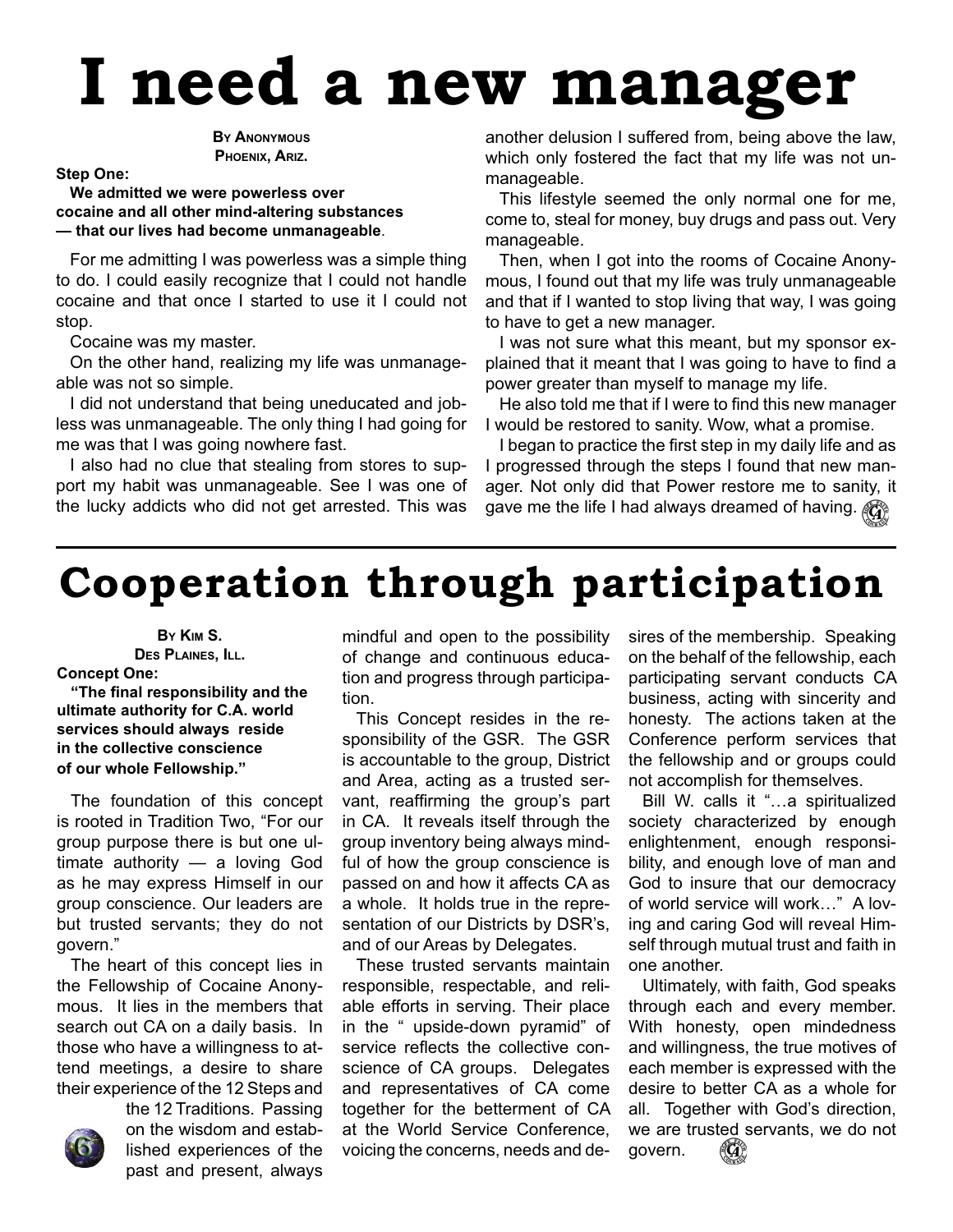# I need a new manager

**By Anonymous**
**Phoenix, Ariz.**

**Step One:**
**We admitted we were powerless over cocaine and all other mind-altering substances — that our lives had become unmanageable**.

For me admitting I was powerless was a simple thing to do. I could easily recognize that I could not handle cocaine and that once I started to use it I could not stop.

Cocaine was my master.

On the other hand, realizing my life was unmanageable was not so simple.

I did not understand that being uneducated and jobless was unmanageable. The only thing I had going for me was that I was going nowhere fast.

I also had no clue that stealing from stores to support my habit was unmanageable. See I was one of the lucky addicts who did not get arrested. This was another delusion I suffered from, being above the law, which only fostered the fact that my life was not unmanageable.

This lifestyle seemed the only normal one for me, come to, steal for money, buy drugs and pass out. Very manageable.

Then, when I got into the rooms of Cocaine Anonymous, I found out that my life was truly unmanageable and that if I wanted to stop living that way, I was going to have to get a new manager.

I was not sure what this meant, but my sponsor explained that it meant that I was going to have to find a power greater than myself to manage my life.

He also told me that if I were to find this new manager I would be restored to sanity. Wow, what a promise.

I began to practice the first step in my daily life and as I progressed through the steps I found that new manager. Not only did that Power restore me to sanity, it gave me the life I had always dreamed of having.

# Cooperation through participation

**By Kim S.**
**Des Plaines, Ill.**

**Concept One:**
**"The final responsibility and the ultimate authority for C.A. world services should always reside in the collective conscience of our whole Fellowship."**

The foundation of this concept is rooted in Tradition Two, "For our group purpose there is but one ultimate authority — a loving God as he may express Himself in our group conscience. Our leaders are but trusted servants; they do not govern."

The heart of this concept lies in the Fellowship of Cocaine Anonymous. It lies in the members that search out CA on a daily basis. In those who have a willingness to attend meetings, a desire to share their experience of the 12 Steps and the 12 Traditions. Passing on the wisdom and established experiences of the past and present, always mindful and open to the possibility of change and continuous education and progress through participation.

This Concept resides in the responsibility of the GSR. The GSR is accountable to the group, District and Area, acting as a trusted servant, reaffirming the group's part in CA. It reveals itself through the group inventory being always mindful of how the group conscience is passed on and how it affects CA as a whole. It holds true in the representation of our Districts by DSR's, and of our Areas by Delegates.

These trusted servants maintain responsible, respectable, and reliable efforts in serving. Their place in the " upside-down pyramid" of service reflects the collective conscience of CA groups. Delegates and representatives of CA come together for the betterment of CA at the World Service Conference, voicing the concerns, needs and desires of the membership. Speaking on the behalf of the fellowship, each participating servant conducts CA business, acting with sincerity and honesty. The actions taken at the Conference perform services that the fellowship and or groups could not accomplish for themselves.

Bill W. calls it "…a spiritualized society characterized by enough enlightenment, enough responsibility, and enough love of man and God to insure that our democracy of world service will work…" A loving and caring God will reveal Himself through mutual trust and faith in one another.

Ultimately, with faith, God speaks through each and every member. With honesty, open mindedness and willingness, the true motives of each member is expressed with the desire to better CA as a whole for all. Together with God's direction, we are trusted servants, we do not govern.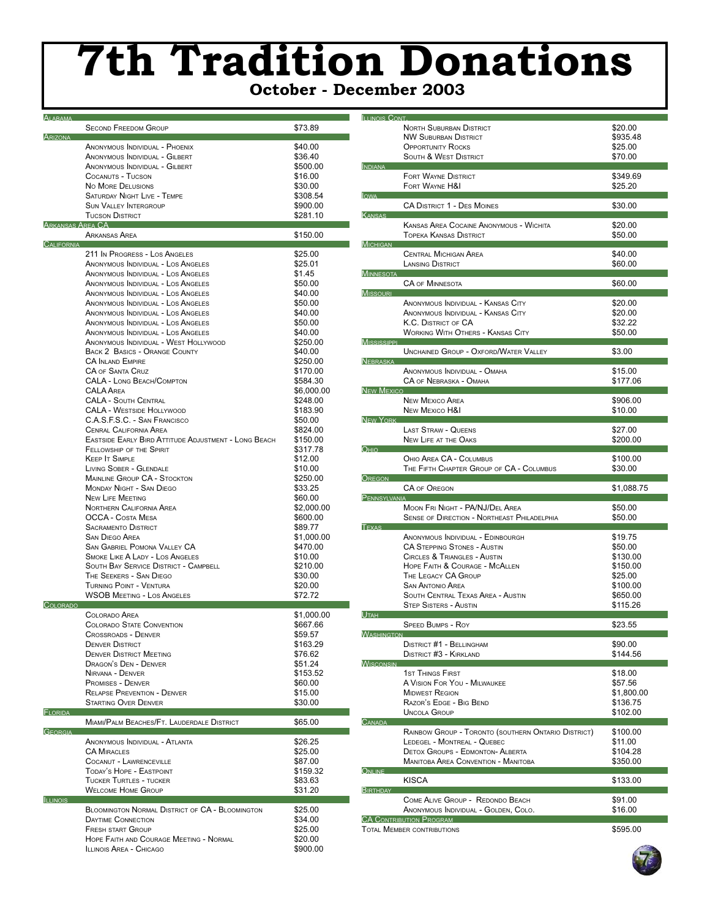# 7th Tradition Donations

**October - December 2003**

| State / Group | Amount |
|---|---|
| **Alabama** | |
| Second Freedom Group | $73.89 |
| **Arizona** | |
| Anonymous Individual - Phoenix | $40.00 |
| Anonymous Individual - Gilbert | $36.40 |
| Anonymous Individual - Gilbert | $500.00 |
| Cocanuts - Tucson | $16.00 |
| No More Delusions | $30.00 |
| Saturday Night Live - Tempe | $308.54 |
| Sun Valley Intergroup | $900.00 |
| Tucson District | $281.10 |
| **Arkansas Area CA** | |
| Arkansas Area | $150.00 |
| **California** | |
| 211 In Progress - Los Angeles | $25.00 |
| Anonymous Individual - Los Angeles | $25.01 |
| Anonymous Individual - Los Angeles | $1.45 |
| Anonymous Individual - Los Angeles | $50.00 |
| Anonymous Individual - Los Angeles | $40.00 |
| Anonymous Individual - Los Angeles | $50.00 |
| Anonymous Individual - Los Angeles | $40.00 |
| Anonymous Individual - Los Angeles | $50.00 |
| Anonymous Individual - Los Angeles | $40.00 |
| Anonymous Individual - West Hollywood | $250.00 |
| Back 2 Basics - Orange County | $40.00 |
| CA Inland Empire | $250.00 |
| CA of Santa Cruz | $170.00 |
| CALA - Long Beach/Compton | $584.30 |
| CALA Area | $6,000.00 |
| CALA - South Central | $248.00 |
| CALA - Westside Hollywood | $183.90 |
| C.A.S.F.S.C. - San Francisco | $50.00 |
| Cenral California Area | $824.00 |
| Eastside Early Bird Attitude Adjustment - Long Beach | $150.00 |
| Fellowship of the Spirit | $317.78 |
| Keep It Simple | $12.00 |
| Living Sober - Glendale | $10.00 |
| Mainline Group CA - Stockton | $250.00 |
| Monday Night - San Diego | $33.25 |
| New Life Meeting | $60.00 |
| Northern California Area | $2,000.00 |
| OCCA - Costa Mesa | $600.00 |
| Sacramento District | $89.77 |
| San Diego Area | $1,000.00 |
| San Gabriel Pomona Valley CA | $470.00 |
| Smoke Like A Lady - Los Angeles | $10.00 |
| South Bay Service District - Campbell | $210.00 |
| The Seekers - San Diego | $30.00 |
| Turning Point - Ventura | $20.00 |
| WSOB Meeting - Los Angeles | $72.72 |
| **Colorado** | |
| Colorado Area | $1,000.00 |
| Colorado State Convention | $667.66 |
| Crossroads - Denver | $59.57 |
| Denver District | $163.29 |
| Denver District Meeting | $76.62 |
| Dragon's Den - Denver | $51.24 |
| Nirvana - Denver | $153.52 |
| Promises - Denver | $60.00 |
| Relapse Prevention - Denver | $15.00 |
| Starting Over Denver | $30.00 |
| **Florida** | |
| Miami/Palm Beaches/Ft. Lauderdale District | $65.00 |
| **Georgia** | |
| Anonymous Individual - Atlanta | $26.25 |
| CA Miracles | $25.00 |
| Cocanut - Lawrenceville | $87.00 |
| Today's Hope - Eastpoint | $159.32 |
| Tucker Turtles - tucker | $83.63 |
| Welcome Home Group | $31.20 |
| **Illinois** | |
| Bloomington Normal District of CA - Bloomington | $25.00 |
| Daytime Connection | $34.00 |
| Fresh start Group | $25.00 |
| Hope Faith and Courage Meeting - Normal | $20.00 |
| Illinois Area - Chicago | $900.00 |
| **Illinois Cont.** | |
| North Suburban District | $20.00 |
| NW Suburban District | $935.48 |
| Opportunity Rocks | $25.00 |
| South & West District | $70.00 |
| **Indiana** | |
| Fort Wayne District | $349.69 |
| Fort Wayne H&I | $25.20 |
| **Iowa** | |
| CA District 1 - Des Moines | $30.00 |
| **Kansas** | |
| Kansas Area Cocaine Anonymous - Wichita | $20.00 |
| Topeka Kansas District | $50.00 |
| **Michigan** | |
| Central Michigan Area | $40.00 |
| Lansing District | $60.00 |
| **Minnesota** | |
| CA of Minnesota | $60.00 |
| **Missouri** | |
| Anonymous Individual - Kansas City | $20.00 |
| Anonymous Individual - Kansas City | $20.00 |
| K.C. District of CA | $32.22 |
| Working With Others - Kansas City | $50.00 |
| **Mississippi** | |
| Unchained Group - Oxford/Water Valley | $3.00 |
| **Nebraska** | |
| Anonymous Individual - Omaha | $15.00 |
| CA of Nebraska - Omaha | $177.06 |
| **New Mexico** | |
| New Mexico Area | $906.00 |
| New Mexico H&I | $10.00 |
| **New York** | |
| Last Straw - Queens | $27.00 |
| New Life at the Oaks | $200.00 |
| **Ohio** | |
| Ohio Area CA - Columbus | $100.00 |
| The Fifth Chapter Group of CA - Columbus | $30.00 |
| **Oregon** | |
| CA of Oregon | $1,088.75 |
| **Pennsylvania** | |
| Moon Fri Night - PA/NJ/Del Area | $50.00 |
| Sense of Direction - Northeast Philadelphia | $50.00 |
| **Texas** | |
| Anonymous Individual - Edinbourgh | $19.75 |
| CA Stepping Stones - Austin | $50.00 |
| Circles & Triangles - Austin | $130.00 |
| Hope Faith & Courage - McAllen | $150.00 |
| The Legacy CA Group | $25.00 |
| San Antonio Area | $100.00 |
| South Central Texas Area - Austin | $650.00 |
| Step Sisters - Austin | $115.26 |
| **Utah** | |
| Speed Bumps - Roy | $23.55 |
| **Washington** | |
| District #1 - Bellingham | $90.00 |
| District #3 - Kirkland | $144.56 |
| **Wisconsin** | |
| 1st Things First | $18.00 |
| A Vision For You - Milwaukee | $57.56 |
| Midwest Region | $1,800.00 |
| Razor's Edge - Big Bend | $136.75 |
| Uncola Group | $102.00 |
| **Canada** | |
| Rainbow Group - Toronto (southern Ontario District) | $100.00 |
| Ledegel - Montreal - Quebec | $11.00 |
| Detox Groups - Edmonton- Alberta | $104.28 |
| Manitoba Area Convention - Manitoba | $350.00 |
| **Online** | |
| KISCA | $133.00 |
| **Birthday** | |
| Come Alive Group - Redondo Beach | $91.00 |
| Anonymous Individual - Golden, Colo. | $16.00 |
| **CA Contribution Program** | |
| Total Member contributions | $595.00 |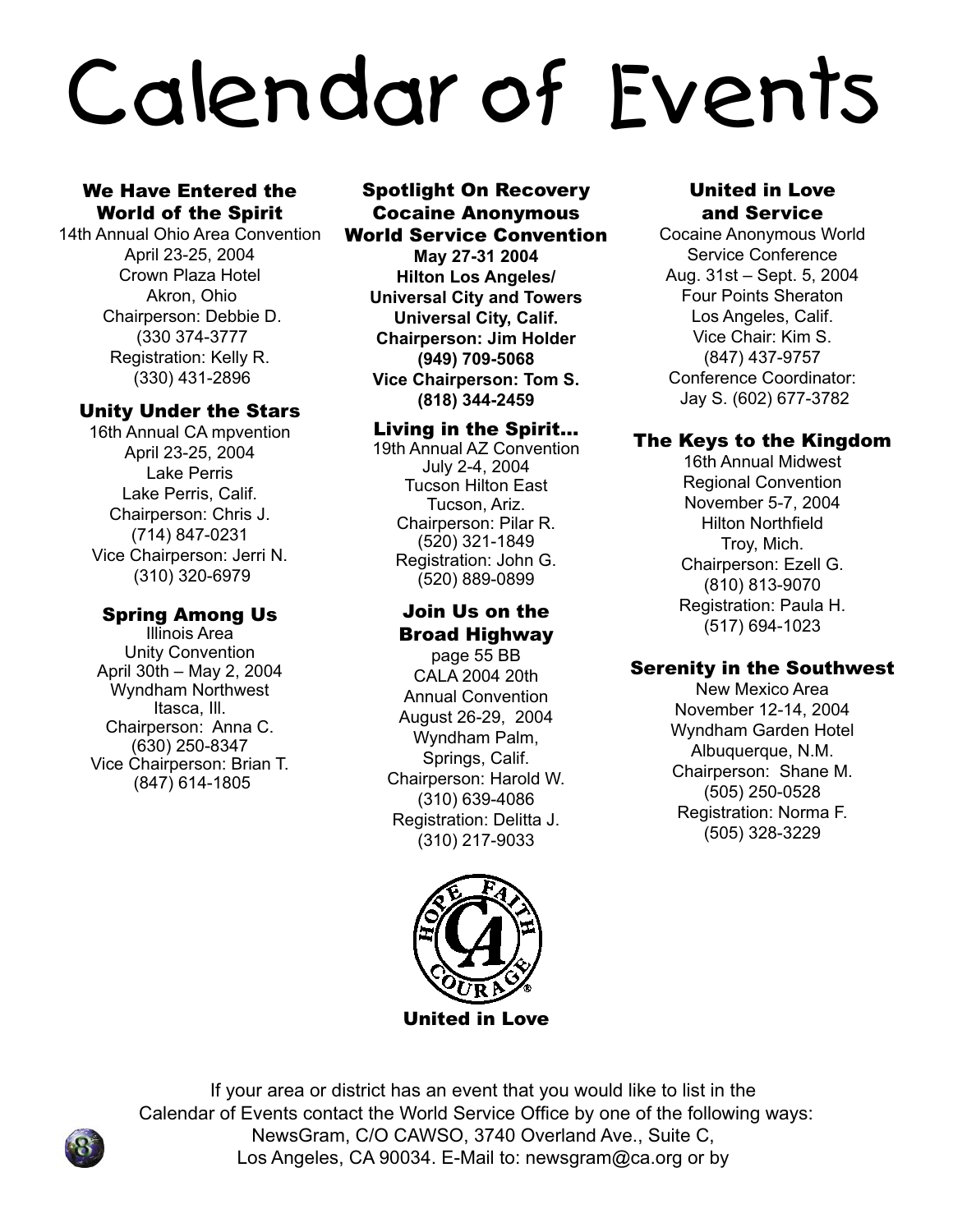# Calendar of Events

### We Have Entered the World of the Spirit

14th Annual Ohio Area Convention
April 23-25, 2004
Crown Plaza Hotel
Akron, Ohio
Chairperson: Debbie D.
(330 374-3777
Registration: Kelly R.
(330) 431-2896

### Unity Under the Stars

16th Annual CA mpvention
April 23-25, 2004
Lake Perris
Lake Perris, Calif.
Chairperson: Chris J.
(714) 847-0231
Vice Chairperson: Jerri N.
(310) 320-6979

### Spring Among Us

Illinois Area
Unity Convention
April 30th – May 2, 2004
Wyndham Northwest
Itasca, Ill.
Chairperson: Anna C.
(630) 250-8347
Vice Chairperson: Brian T.
(847) 614-1805

### Spotlight On Recovery Cocaine Anonymous World Service Convention

**May 27-31 2004**
**Hilton Los Angeles/**
**Universal City and Towers**
**Universal City, Calif.**
**Chairperson: Jim Holder**
**(949) 709-5068**
**Vice Chairperson: Tom S.**
**(818) 344-2459**

### Living in the Spirit...

19th Annual AZ Convention
July 2-4, 2004
Tucson Hilton East
Tucson, Ariz.
Chairperson: Pilar R.
(520) 321-1849
Registration: John G.
(520) 889-0899

### Join Us on the Broad Highway

page 55 BB
CALA 2004 20th
Annual Convention
August 26-29, 2004
Wyndham Palm,
Springs, Calif.
Chairperson: Harold W.
(310) 639-4086
Registration: Delitta J.
(310) 217-9033

### United in Love and Service

Cocaine Anonymous World
Service Conference
Aug. 31st – Sept. 5, 2004
Four Points Sheraton
Los Angeles, Calif.
Vice Chair: Kim S.
(847) 437-9757
Conference Coordinator:
Jay S. (602) 677-3782

### The Keys to the Kingdom

16th Annual Midwest
Regional Convention
November 5-7, 2004
Hilton Northfield
Troy, Mich.
Chairperson: Ezell G.
(810) 813-9070
Registration: Paula H.
(517) 694-1023

### Serenity in the Southwest

New Mexico Area
November 12-14, 2004
Wyndham Garden Hotel
Albuquerque, N.M.
Chairperson: Shane M.
(505) 250-0528
Registration: Norma F.
(505) 328-3229

HOPE FAITH COURAGE CA

**United in Love**

If your area or district has an event that you would like to list in the Calendar of Events contact the World Service Office by one of the following ways: NewsGram, C/O CAWSO, 3740 Overland Ave., Suite C, Los Angeles, CA 90034. E-Mail to: newsgram@ca.org or by